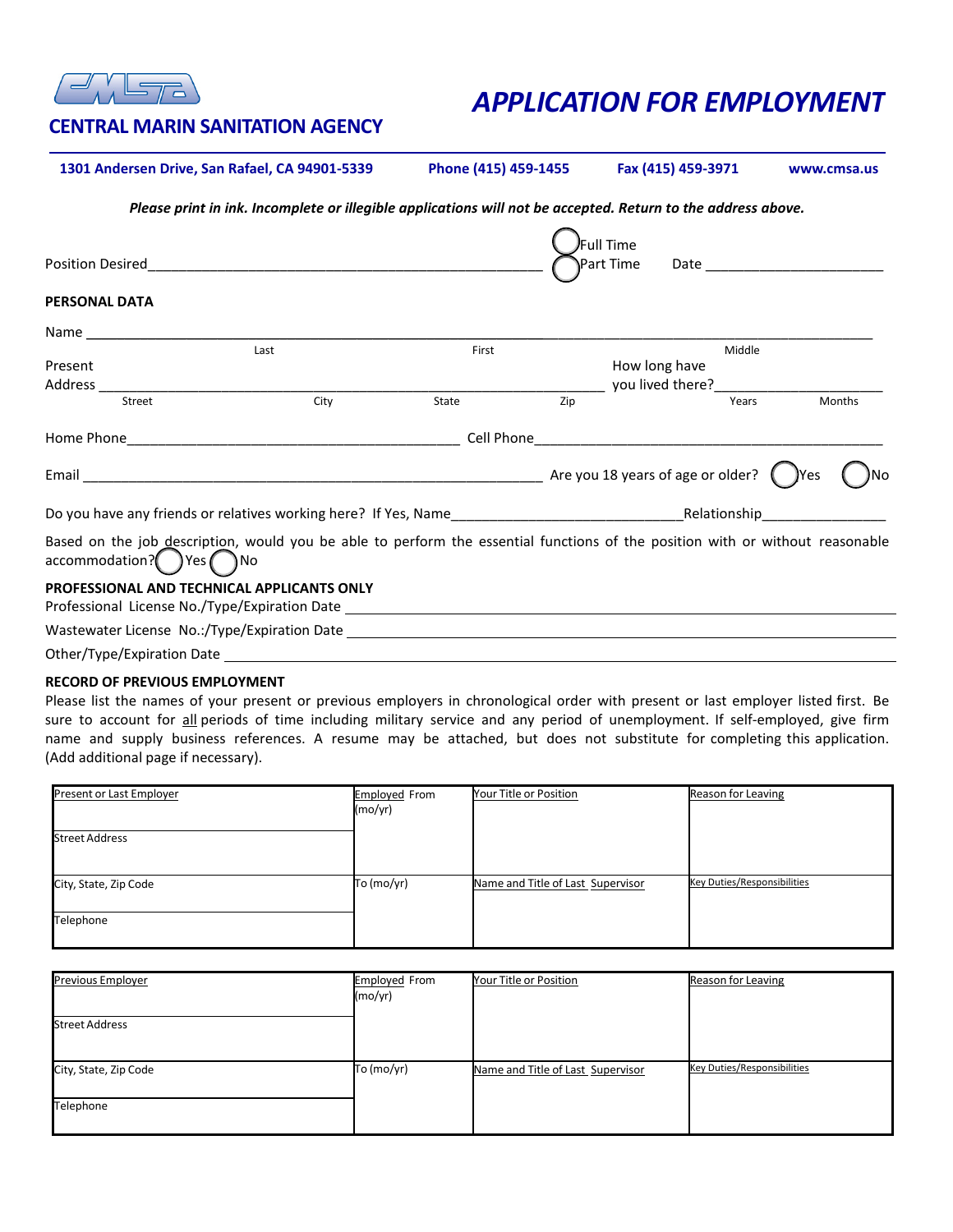# CENTRAL MARIN SANITATION AGENCY

# APPLICATION FOR EMPLOYMENT

**1301 Andersen Drive, San Rafael, CA 94901-5339** **Phone (415) 459-1455** **Fax (415) 459-3971** **www.cmsa.us**

***Please print in ink. Incomplete or illegible applications will not be accepted. Return to the address above.***

Position Desired_______________________________________________ ◯ Full Time ◯ Part Time Date ____________________

**PERSONAL DATA**

Name ______________________________________________________________________________
Last First Middle

Present Address ______________________________________________ How long have you lived there?____________
Street City State Zip Years Months

Home Phone_______________________________________ Cell Phone__________________________________________

Email _____________________________________________________ Are you 18 years of age or older? ◯ Yes ◯ No

Do you have any friends or relatives working here? If Yes, Name____________________________Relationship_______________

Based on the job description, would you be able to perform the essential functions of the position with or without reasonable accommodation? ◯ Yes ◯ No

**PROFESSIONAL AND TECHNICAL APPLICANTS ONLY**

Professional License No./Type/Expiration Date ___________________________________________________________

Wastewater License No.:/Type/Expiration Date ___________________________________________________________

Other/Type/Expiration Date _________________________________________________________________________

**RECORD OF PREVIOUS EMPLOYMENT**

Please list the names of your present or previous employers in chronological order with present or last employer listed first. Be sure to account for all periods of time including military service and any period of unemployment. If self-employed, give firm name and supply business references. A resume may be attached, but does not substitute for completing this application. (Add additional page if necessary).

| Present or Last Employer | Employed From (mo/yr) | Your Title or Position | Reason for Leaving |
|---|---|---|---|
| Street Address | | | |
| City, State, Zip Code | To (mo/yr) | Name and Title of Last Supervisor | Key Duties/Responsibilities |
| Telephone | | | |

| Previous Employer | Employed From (mo/yr) | Your Title or Position | Reason for Leaving |
|---|---|---|---|
| Street Address | | | |
| City, State, Zip Code | To (mo/yr) | Name and Title of Last Supervisor | Key Duties/Responsibilities |
| Telephone | | | |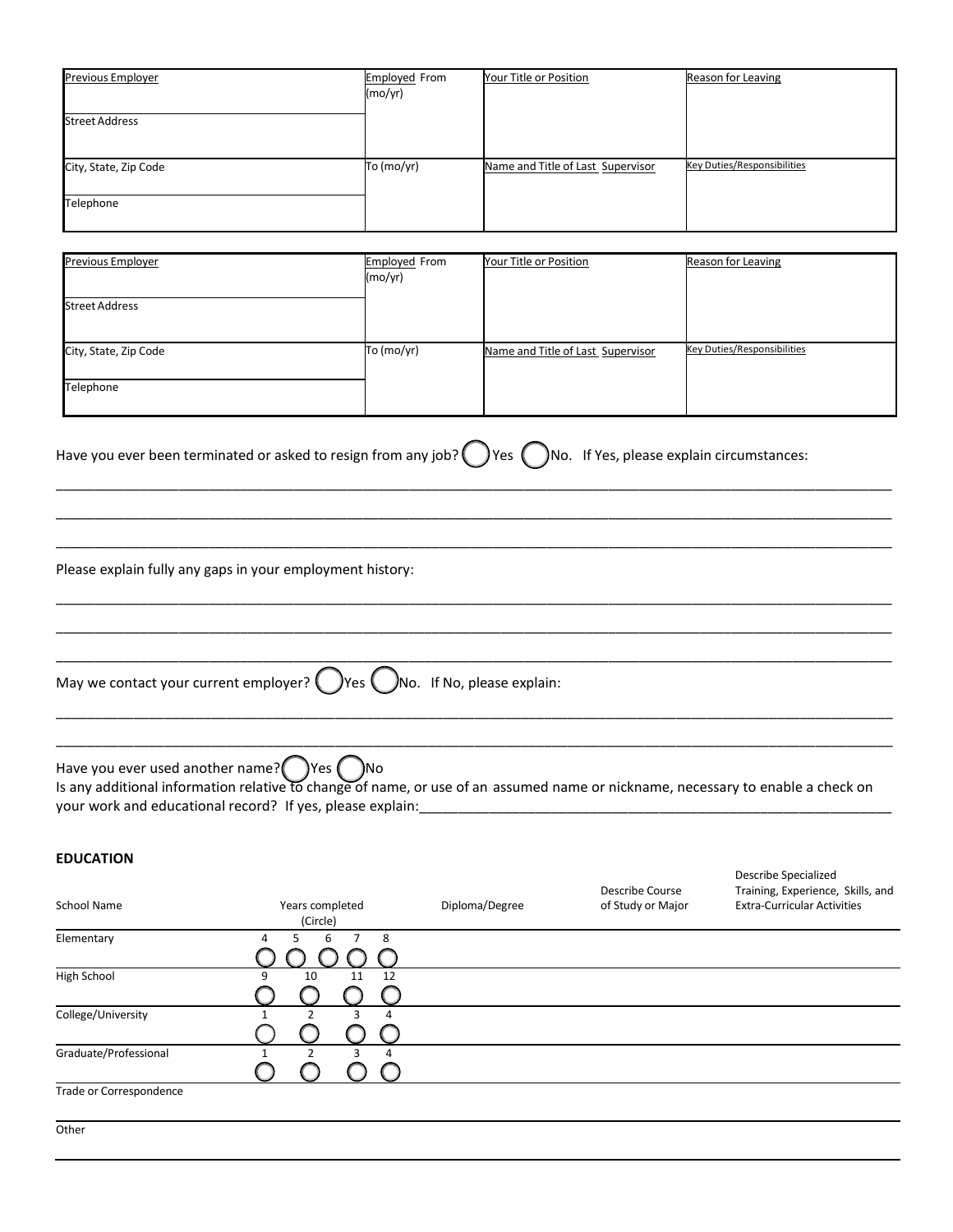| Previous Employer | Employed From (mo/yr) | Your Title or Position | Reason for Leaving |
| --- | --- | --- | --- |
| Street Address | | | |
| City, State, Zip Code | To (mo/yr) | Name and Title of Last Supervisor | Key Duties/Responsibilities |
| Telephone | | | |

| Previous Employer | Employed From (mo/yr) | Your Title or Position | Reason for Leaving |
| --- | --- | --- | --- |
| Street Address | | | |
| City, State, Zip Code | To (mo/yr) | Name and Title of Last Supervisor | Key Duties/Responsibilities |
| Telephone | | | |

Have you ever been terminated or asked to resign from any job? ◯ Yes ◯ No. If Yes, please explain circumstances:

________________________________________________________________________________________________

________________________________________________________________________________________________

________________________________________________________________________________________________

Please explain fully any gaps in your employment history:

________________________________________________________________________________________________

________________________________________________________________________________________________

________________________________________________________________________________________________

May we contact your current employer? ◯ Yes ◯ No. If No, please explain:

________________________________________________________________________________________________

________________________________________________________________________________________________

Have you ever used another name? ◯ Yes ◯ No

Is any additional information relative to change of name, or use of an assumed name or nickname, necessary to enable a check on your work and educational record? If yes, please explain:_______________________________________________________________

**EDUCATION**

| School Name | Years completed (Circle) | Diploma/Degree | Describe Course of Study or Major | Describe Specialized Training, Experience, Skills, and Extra-Curricular Activities |
| --- | --- | --- | --- | --- |
| Elementary | 4 ◯ 5 ◯ 6 ◯ 7 ◯ 8 ◯ | | | |
| High School | 9 ◯ 10 ◯ 11 ◯ 12 ◯ | | | |
| College/University | 1 ◯ 2 ◯ 3 ◯ 4 ◯ | | | |
| Graduate/Professional | 1 ◯ 2 ◯ 3 ◯ 4 ◯ | | | |
| Trade or Correspondence | | | | |
| Other | | | | |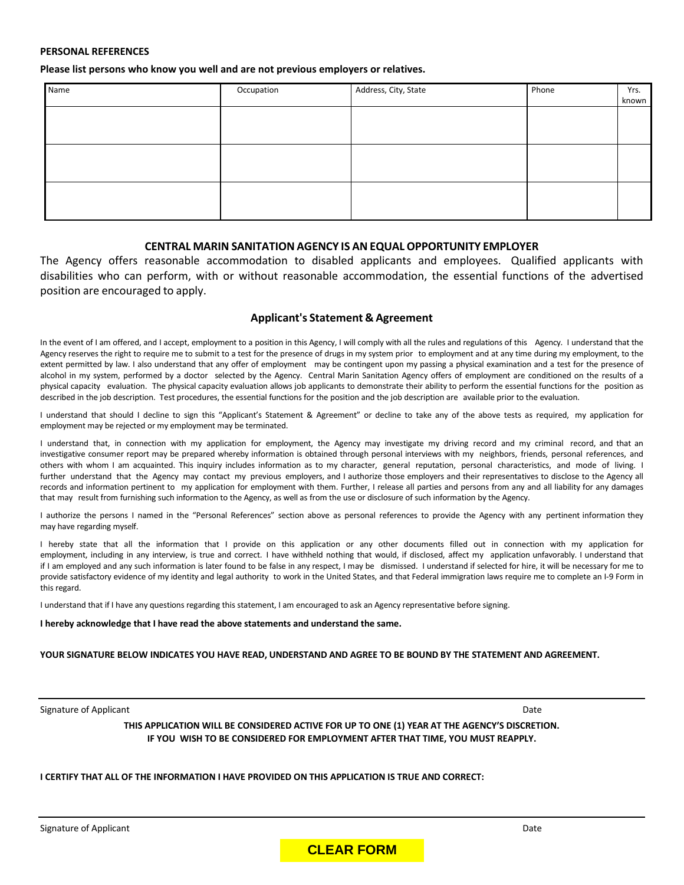**PERSONAL REFERENCES**

**Please list persons who know you well and are not previous employers or relatives.**

| Name | Occupation | Address, City, State | Phone | Yrs. known |
|---|---|---|---|---|
| | | | | |
| | | | | |
| | | | | |

**CENTRAL MARIN SANITATION AGENCY IS AN EQUAL OPPORTUNITY EMPLOYER**

The Agency offers reasonable accommodation to disabled applicants and employees. Qualified applicants with disabilities who can perform, with or without reasonable accommodation, the essential functions of the advertised position are encouraged to apply.

## Applicant's Statement & Agreement

In the event of I am offered, and I accept, employment to a position in this Agency, I will comply with all the rules and regulations of this Agency. I understand that the Agency reserves the right to require me to submit to a test for the presence of drugs in my system prior to employment and at any time during my employment, to the extent permitted by law. I also understand that any offer of employment may be contingent upon my passing a physical examination and a test for the presence of alcohol in my system, performed by a doctor selected by the Agency. Central Marin Sanitation Agency offers of employment are conditioned on the results of a physical capacity evaluation. The physical capacity evaluation allows job applicants to demonstrate their ability to perform the essential functions for the position as described in the job description. Test procedures, the essential functions for the position and the job description are available prior to the evaluation.

I understand that should I decline to sign this "Applicant's Statement & Agreement" or decline to take any of the above tests as required, my application for employment may be rejected or my employment may be terminated.

I understand that, in connection with my application for employment, the Agency may investigate my driving record and my criminal record, and that an investigative consumer report may be prepared whereby information is obtained through personal interviews with my neighbors, friends, personal references, and others with whom I am acquainted. This inquiry includes information as to my character, general reputation, personal characteristics, and mode of living. I further understand that the Agency may contact my previous employers, and I authorize those employers and their representatives to disclose to the Agency all records and information pertinent to my application for employment with them. Further, I release all parties and persons from any and all liability for any damages that may result from furnishing such information to the Agency, as well as from the use or disclosure of such information by the Agency.

I authorize the persons I named in the "Personal References" section above as personal references to provide the Agency with any pertinent information they may have regarding myself.

I hereby state that all the information that I provide on this application or any other documents filled out in connection with my application for employment, including in any interview, is true and correct. I have withheld nothing that would, if disclosed, affect my application unfavorably. I understand that if I am employed and any such information is later found to be false in any respect, I may be dismissed. I understand if selected for hire, it will be necessary for me to provide satisfactory evidence of my identity and legal authority to work in the United States, and that Federal immigration laws require me to complete an I-9 Form in this regard.

I understand that if I have any questions regarding this statement, I am encouraged to ask an Agency representative before signing.

**I hereby acknowledge that I have read the above statements and understand the same.**

**YOUR SIGNATURE BELOW INDICATES YOU HAVE READ, UNDERSTAND AND AGREE TO BE BOUND BY THE STATEMENT AND AGREEMENT.**

Signature of Applicant Date

**THIS APPLICATION WILL BE CONSIDERED ACTIVE FOR UP TO ONE (1) YEAR AT THE AGENCY'S DISCRETION. IF YOU WISH TO BE CONSIDERED FOR EMPLOYMENT AFTER THAT TIME, YOU MUST REAPPLY.**

**I CERTIFY THAT ALL OF THE INFORMATION I HAVE PROVIDED ON THIS APPLICATION IS TRUE AND CORRECT:**

Signature of Applicant Date

CLEAR FORM